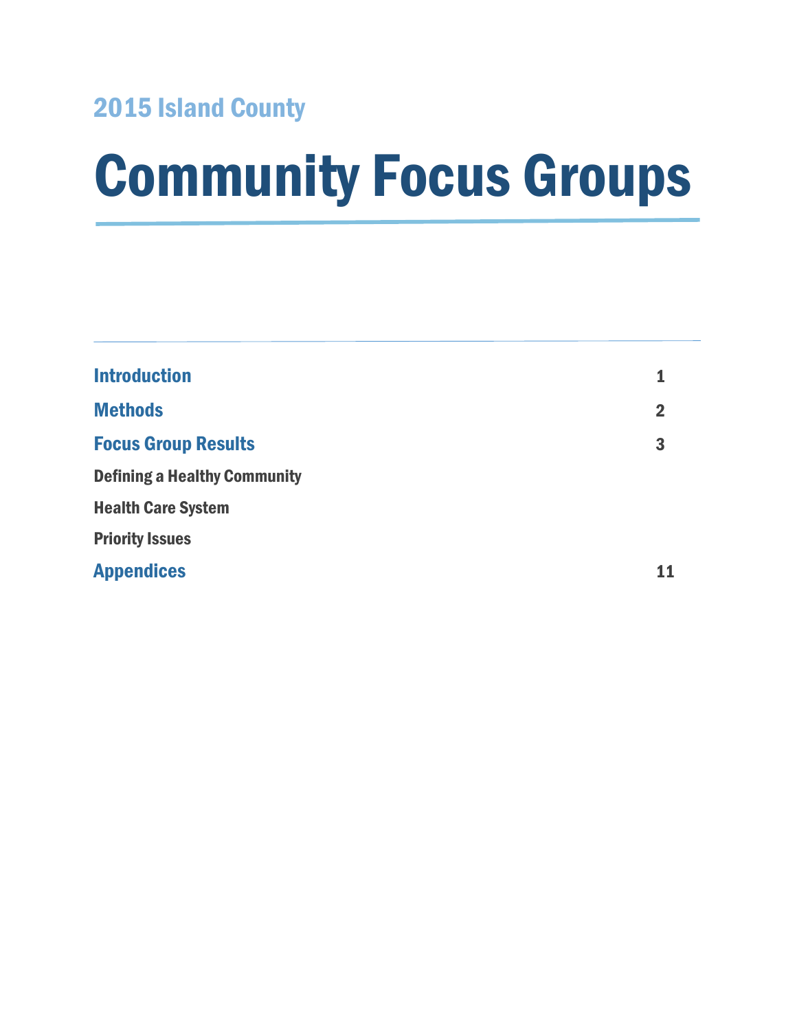## 2015 Island County

# Community Focus Groups

| | |
|---|---|
| **Introduction** | 1 |
| **Methods** | 2 |
| **Focus Group Results** | 3 |
| Defining a Healthy Community | |
| Health Care System | |
| Priority Issues | |
| **Appendices** | 11 |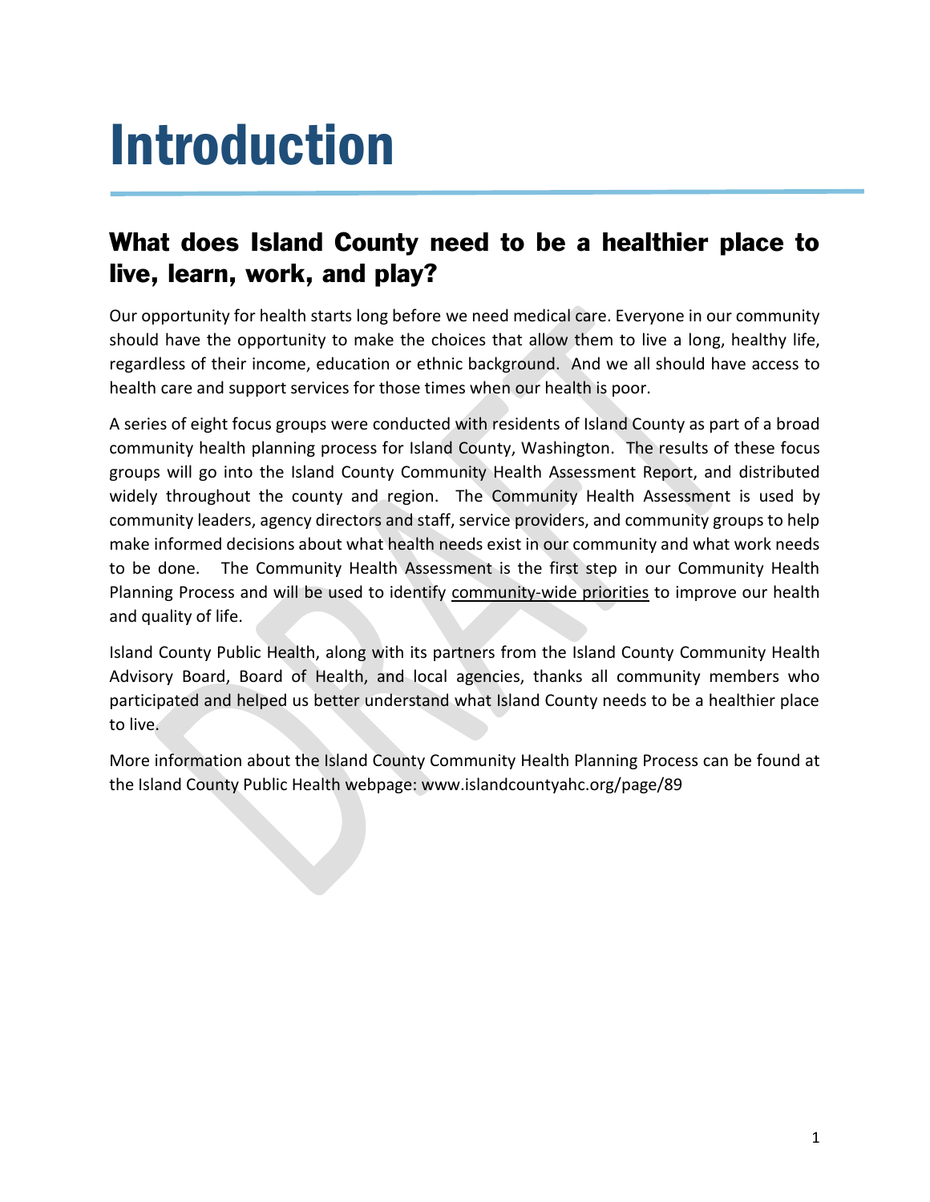# Introduction

## What does Island County need to be a healthier place to live, learn, work, and play?

Our opportunity for health starts long before we need medical care. Everyone in our community should have the opportunity to make the choices that allow them to live a long, healthy life, regardless of their income, education or ethnic background. And we all should have access to health care and support services for those times when our health is poor.

A series of eight focus groups were conducted with residents of Island County as part of a broad community health planning process for Island County, Washington. The results of these focus groups will go into the Island County Community Health Assessment Report, and distributed widely throughout the county and region. The Community Health Assessment is used by community leaders, agency directors and staff, service providers, and community groups to help make informed decisions about what health needs exist in our community and what work needs to be done. The Community Health Assessment is the first step in our Community Health Planning Process and will be used to identify community-wide priorities to improve our health and quality of life.

Island County Public Health, along with its partners from the Island County Community Health Advisory Board, Board of Health, and local agencies, thanks all community members who participated and helped us better understand what Island County needs to be a healthier place to live.

More information about the Island County Community Health Planning Process can be found at the Island County Public Health webpage: www.islandcountyahc.org/page/89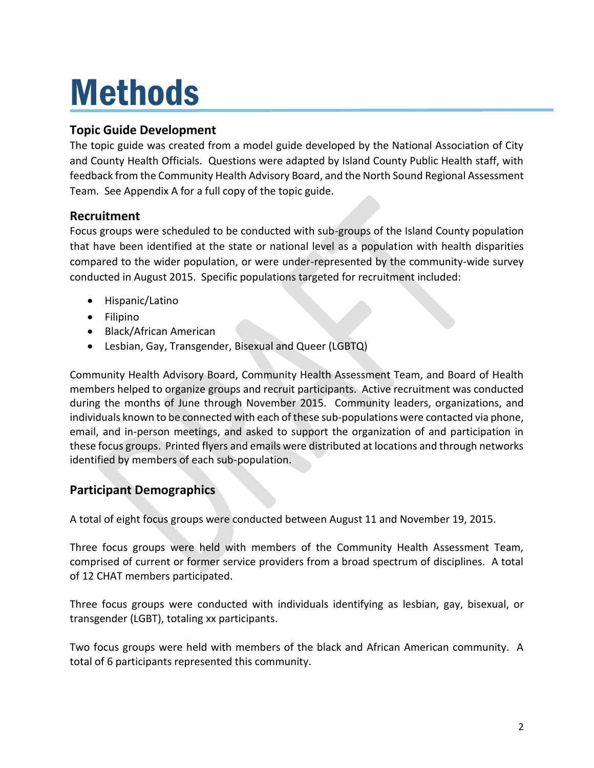# Methods

### Topic Guide Development

The topic guide was created from a model guide developed by the National Association of City and County Health Officials. Questions were adapted by Island County Public Health staff, with feedback from the Community Health Advisory Board, and the North Sound Regional Assessment Team. See Appendix A for a full copy of the topic guide.

### Recruitment

Focus groups were scheduled to be conducted with sub-groups of the Island County population that have been identified at the state or national level as a population with health disparities compared to the wider population, or were under-represented by the community-wide survey conducted in August 2015. Specific populations targeted for recruitment included:

- Hispanic/Latino
- Filipino
- Black/African American
- Lesbian, Gay, Transgender, Bisexual and Queer (LGBTQ)

Community Health Advisory Board, Community Health Assessment Team, and Board of Health members helped to organize groups and recruit participants. Active recruitment was conducted during the months of June through November 2015. Community leaders, organizations, and individuals known to be connected with each of these sub-populations were contacted via phone, email, and in-person meetings, and asked to support the organization of and participation in these focus groups. Printed flyers and emails were distributed at locations and through networks identified by members of each sub-population.

### Participant Demographics

A total of eight focus groups were conducted between August 11 and November 19, 2015.

Three focus groups were held with members of the Community Health Assessment Team, comprised of current or former service providers from a broad spectrum of disciplines. A total of 12 CHAT members participated.

Three focus groups were conducted with individuals identifying as lesbian, gay, bisexual, or transgender (LGBT), totaling xx participants.

Two focus groups were held with members of the black and African American community. A total of 6 participants represented this community.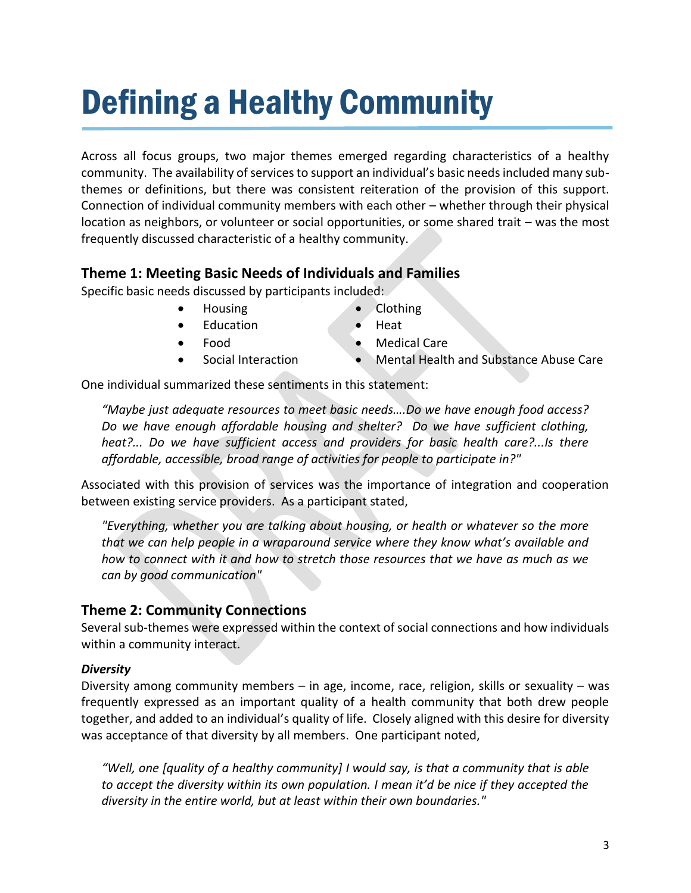# Defining a Healthy Community

Across all focus groups, two major themes emerged regarding characteristics of a healthy community. The availability of services to support an individual's basic needs included many sub-themes or definitions, but there was consistent reiteration of the provision of this support. Connection of individual community members with each other – whether through their physical location as neighbors, or volunteer or social opportunities, or some shared trait – was the most frequently discussed characteristic of a healthy community.

## Theme 1: Meeting Basic Needs of Individuals and Families

Specific basic needs discussed by participants included:

- Housing
- Education
- Food
- Social Interaction
- Clothing
- Heat
- Medical Care
- Mental Health and Substance Abuse Care

One individual summarized these sentiments in this statement:

> *"Maybe just adequate resources to meet basic needs….Do we have enough food access? Do we have enough affordable housing and shelter? Do we have sufficient clothing, heat?... Do we have sufficient access and providers for basic health care?...Is there affordable, accessible, broad range of activities for people to participate in?"*

Associated with this provision of services was the importance of integration and cooperation between existing service providers. As a participant stated,

> *"Everything, whether you are talking about housing, or health or whatever so the more that we can help people in a wraparound service where they know what's available and how to connect with it and how to stretch those resources that we have as much as we can by good communication"*

## Theme 2: Community Connections

Several sub-themes were expressed within the context of social connections and how individuals within a community interact.

***Diversity***

Diversity among community members – in age, income, race, religion, skills or sexuality – was frequently expressed as an important quality of a health community that both drew people together, and added to an individual's quality of life. Closely aligned with this desire for diversity was acceptance of that diversity by all members. One participant noted,

> *"Well, one [quality of a healthy community] I would say, is that a community that is able to accept the diversity within its own population. I mean it'd be nice if they accepted the diversity in the entire world, but at least within their own boundaries."*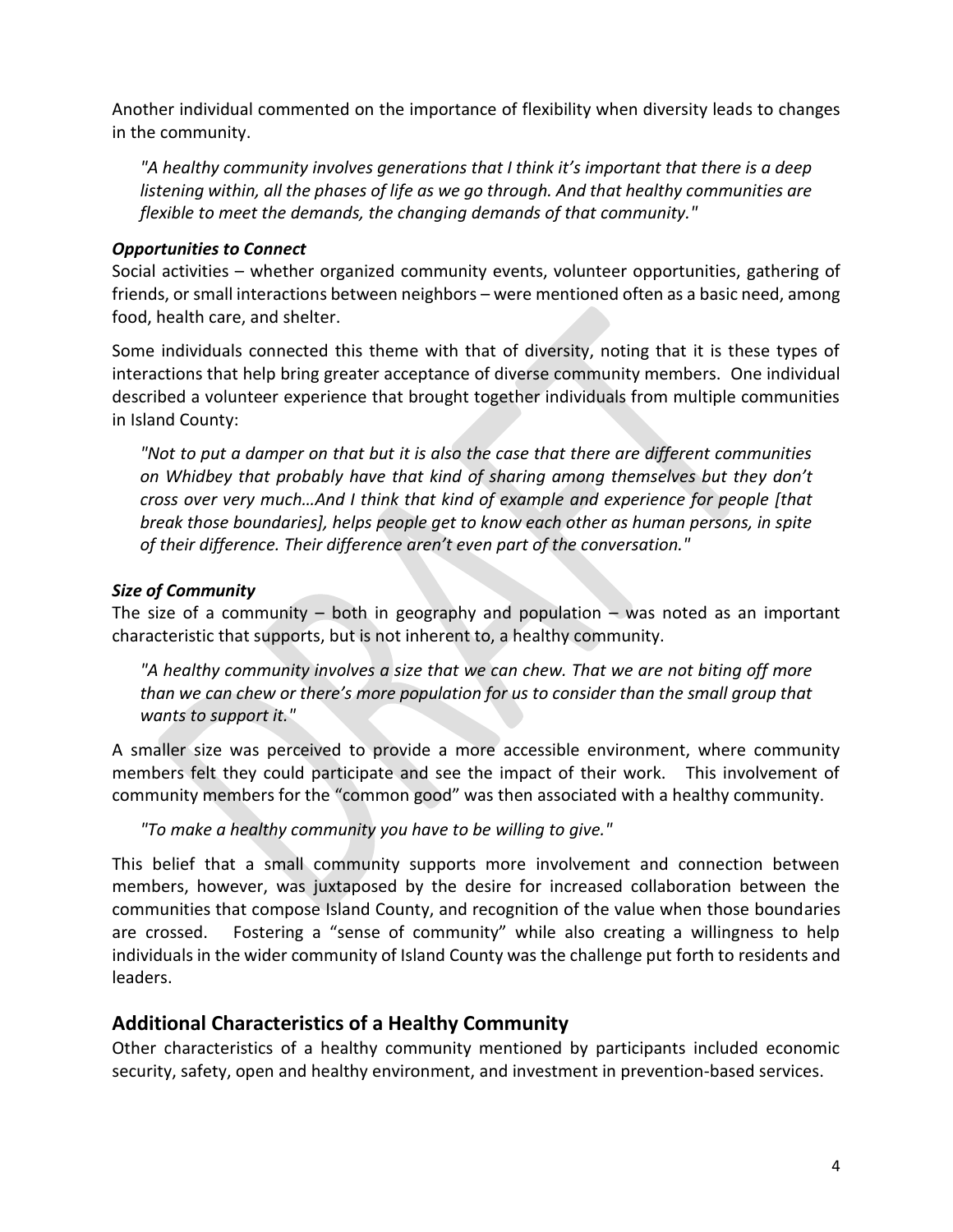Another individual commented on the importance of flexibility when diversity leads to changes in the community.

> *"A healthy community involves generations that I think it's important that there is a deep listening within, all the phases of life as we go through. And that healthy communities are flexible to meet the demands, the changing demands of that community."*

***Opportunities to Connect***

Social activities – whether organized community events, volunteer opportunities, gathering of friends, or small interactions between neighbors – were mentioned often as a basic need, among food, health care, and shelter.

Some individuals connected this theme with that of diversity, noting that it is these types of interactions that help bring greater acceptance of diverse community members. One individual described a volunteer experience that brought together individuals from multiple communities in Island County:

> *"Not to put a damper on that but it is also the case that there are different communities on Whidbey that probably have that kind of sharing among themselves but they don't cross over very much…And I think that kind of example and experience for people [that break those boundaries], helps people get to know each other as human persons, in spite of their difference. Their difference aren't even part of the conversation."*

***Size of Community***

The size of a community – both in geography and population – was noted as an important characteristic that supports, but is not inherent to, a healthy community.

> *"A healthy community involves a size that we can chew. That we are not biting off more than we can chew or there's more population for us to consider than the small group that wants to support it."*

A smaller size was perceived to provide a more accessible environment, where community members felt they could participate and see the impact of their work. This involvement of community members for the "common good" was then associated with a healthy community.

> *"To make a healthy community you have to be willing to give."*

This belief that a small community supports more involvement and connection between members, however, was juxtaposed by the desire for increased collaboration between the communities that compose Island County, and recognition of the value when those boundaries are crossed. Fostering a "sense of community" while also creating a willingness to help individuals in the wider community of Island County was the challenge put forth to residents and leaders.

## Additional Characteristics of a Healthy Community

Other characteristics of a healthy community mentioned by participants included economic security, safety, open and healthy environment, and investment in prevention-based services.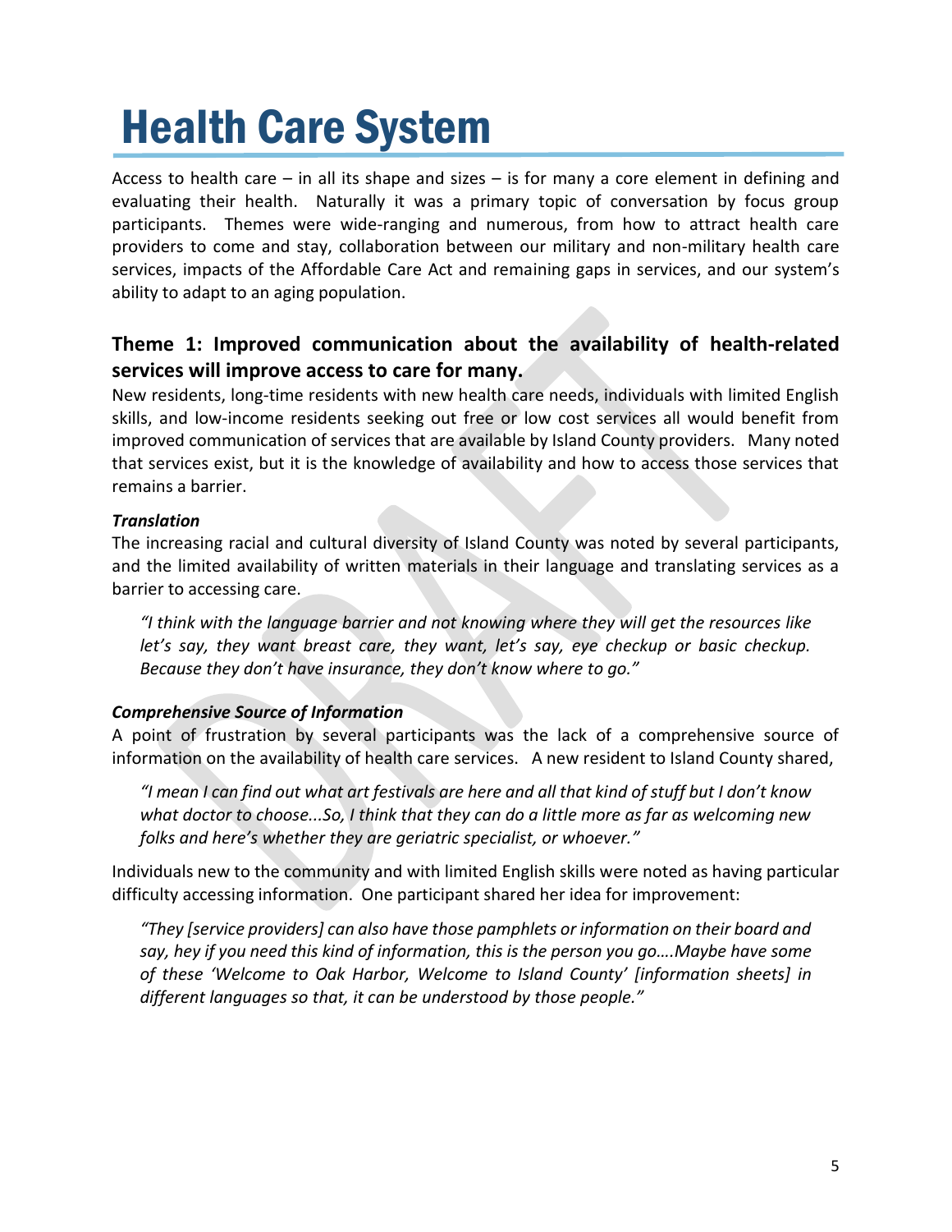# Health Care System

Access to health care – in all its shape and sizes – is for many a core element in defining and evaluating their health. Naturally it was a primary topic of conversation by focus group participants. Themes were wide-ranging and numerous, from how to attract health care providers to come and stay, collaboration between our military and non-military health care services, impacts of the Affordable Care Act and remaining gaps in services, and our system's ability to adapt to an aging population.

## Theme 1: Improved communication about the availability of health-related services will improve access to care for many.

New residents, long-time residents with new health care needs, individuals with limited English skills, and low-income residents seeking out free or low cost services all would benefit from improved communication of services that are available by Island County providers. Many noted that services exist, but it is the knowledge of availability and how to access those services that remains a barrier.

***Translation***

The increasing racial and cultural diversity of Island County was noted by several participants, and the limited availability of written materials in their language and translating services as a barrier to accessing care.

> *"I think with the language barrier and not knowing where they will get the resources like let's say, they want breast care, they want, let's say, eye checkup or basic checkup. Because they don't have insurance, they don't know where to go."*

***Comprehensive Source of Information***

A point of frustration by several participants was the lack of a comprehensive source of information on the availability of health care services. A new resident to Island County shared,

> *"I mean I can find out what art festivals are here and all that kind of stuff but I don't know what doctor to choose...So, I think that they can do a little more as far as welcoming new folks and here's whether they are geriatric specialist, or whoever."*

Individuals new to the community and with limited English skills were noted as having particular difficulty accessing information. One participant shared her idea for improvement:

> *"They [service providers] can also have those pamphlets or information on their board and say, hey if you need this kind of information, this is the person you go….Maybe have some of these 'Welcome to Oak Harbor, Welcome to Island County' [information sheets] in different languages so that, it can be understood by those people."*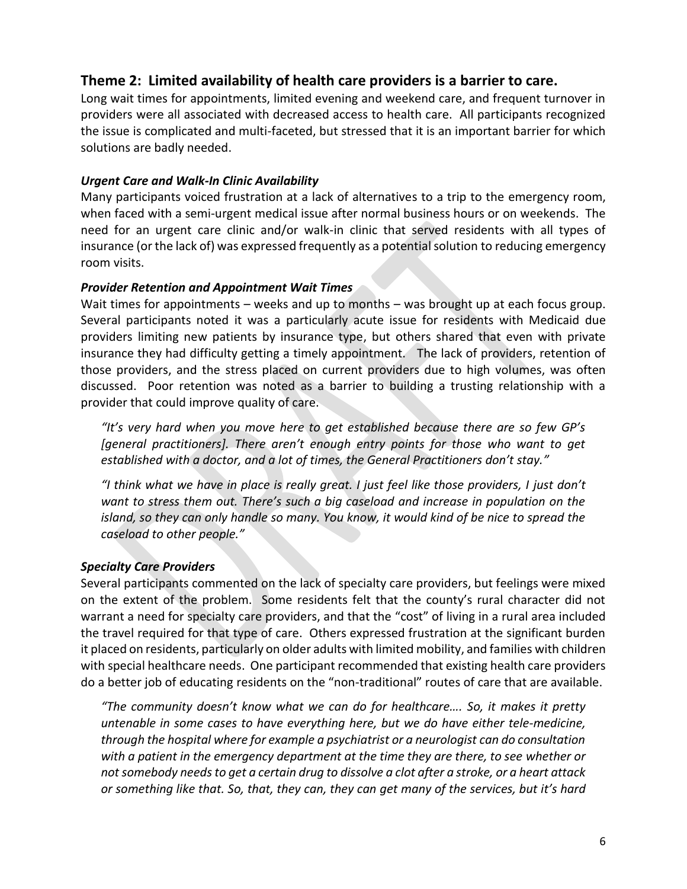## Theme 2: Limited availability of health care providers is a barrier to care.

Long wait times for appointments, limited evening and weekend care, and frequent turnover in providers were all associated with decreased access to health care. All participants recognized the issue is complicated and multi-faceted, but stressed that it is an important barrier for which solutions are badly needed.

### *Urgent Care and Walk-In Clinic Availability*

Many participants voiced frustration at a lack of alternatives to a trip to the emergency room, when faced with a semi-urgent medical issue after normal business hours or on weekends. The need for an urgent care clinic and/or walk-in clinic that served residents with all types of insurance (or the lack of) was expressed frequently as a potential solution to reducing emergency room visits.

### *Provider Retention and Appointment Wait Times*

Wait times for appointments – weeks and up to months – was brought up at each focus group. Several participants noted it was a particularly acute issue for residents with Medicaid due providers limiting new patients by insurance type, but others shared that even with private insurance they had difficulty getting a timely appointment. The lack of providers, retention of those providers, and the stress placed on current providers due to high volumes, was often discussed. Poor retention was noted as a barrier to building a trusting relationship with a provider that could improve quality of care.

> *"It's very hard when you move here to get established because there are so few GP's [general practitioners]. There aren't enough entry points for those who want to get established with a doctor, and a lot of times, the General Practitioners don't stay."*

> *"I think what we have in place is really great. I just feel like those providers, I just don't want to stress them out. There's such a big caseload and increase in population on the island, so they can only handle so many. You know, it would kind of be nice to spread the caseload to other people."*

### *Specialty Care Providers*

Several participants commented on the lack of specialty care providers, but feelings were mixed on the extent of the problem. Some residents felt that the county's rural character did not warrant a need for specialty care providers, and that the "cost" of living in a rural area included the travel required for that type of care. Others expressed frustration at the significant burden it placed on residents, particularly on older adults with limited mobility, and families with children with special healthcare needs. One participant recommended that existing health care providers do a better job of educating residents on the "non-traditional" routes of care that are available.

> *"The community doesn't know what we can do for healthcare…. So, it makes it pretty untenable in some cases to have everything here, but we do have either tele-medicine, through the hospital where for example a psychiatrist or a neurologist can do consultation with a patient in the emergency department at the time they are there, to see whether or not somebody needs to get a certain drug to dissolve a clot after a stroke, or a heart attack or something like that. So, that, they can, they can get many of the services, but it's hard*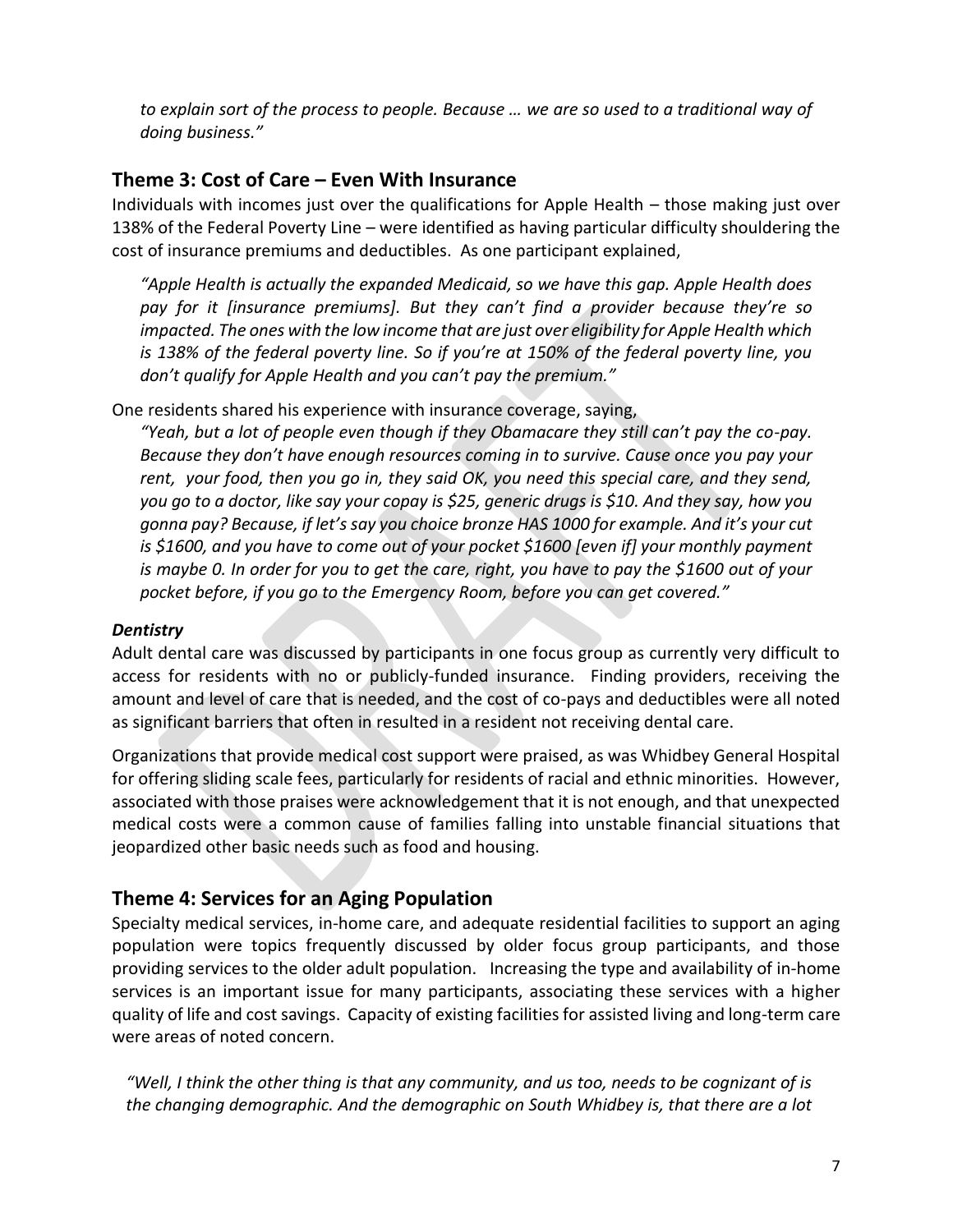*to explain sort of the process to people. Because … we are so used to a traditional way of doing business."*

## Theme 3: Cost of Care – Even With Insurance

Individuals with incomes just over the qualifications for Apple Health – those making just over 138% of the Federal Poverty Line – were identified as having particular difficulty shouldering the cost of insurance premiums and deductibles. As one participant explained,

> *"Apple Health is actually the expanded Medicaid, so we have this gap. Apple Health does pay for it [insurance premiums]. But they can't find a provider because they're so impacted. The ones with the low income that are just over eligibility for Apple Health which is 138% of the federal poverty line. So if you're at 150% of the federal poverty line, you don't qualify for Apple Health and you can't pay the premium."*

One residents shared his experience with insurance coverage, saying,

> *"Yeah, but a lot of people even though if they Obamacare they still can't pay the co-pay. Because they don't have enough resources coming in to survive. Cause once you pay your rent, your food, then you go in, they said OK, you need this special care, and they send, you go to a doctor, like say your copay is $25, generic drugs is $10. And they say, how you gonna pay? Because, if let's say you choice bronze HAS 1000 for example. And it's your cut is $1600, and you have to come out of your pocket $1600 [even if] your monthly payment is maybe 0. In order for you to get the care, right, you have to pay the $1600 out of your pocket before, if you go to the Emergency Room, before you can get covered."*

### *Dentistry*

Adult dental care was discussed by participants in one focus group as currently very difficult to access for residents with no or publicly-funded insurance. Finding providers, receiving the amount and level of care that is needed, and the cost of co-pays and deductibles were all noted as significant barriers that often in resulted in a resident not receiving dental care.

Organizations that provide medical cost support were praised, as was Whidbey General Hospital for offering sliding scale fees, particularly for residents of racial and ethnic minorities. However, associated with those praises were acknowledgement that it is not enough, and that unexpected medical costs were a common cause of families falling into unstable financial situations that jeopardized other basic needs such as food and housing.

## Theme 4: Services for an Aging Population

Specialty medical services, in-home care, and adequate residential facilities to support an aging population were topics frequently discussed by older focus group participants, and those providing services to the older adult population. Increasing the type and availability of in-home services is an important issue for many participants, associating these services with a higher quality of life and cost savings. Capacity of existing facilities for assisted living and long-term care were areas of noted concern.

> *"Well, I think the other thing is that any community, and us too, needs to be cognizant of is the changing demographic. And the demographic on South Whidbey is, that there are a lot*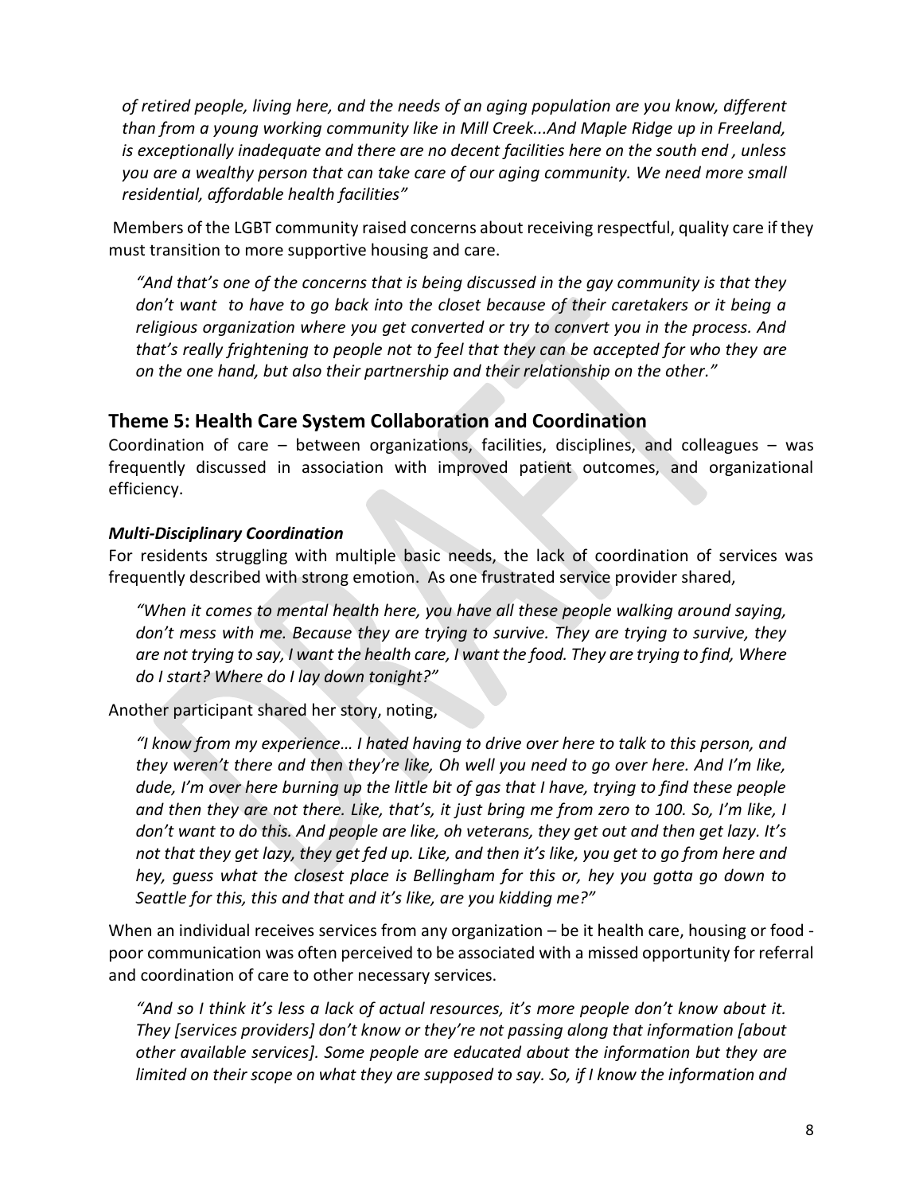*of retired people, living here, and the needs of an aging population are you know, different than from a young working community like in Mill Creek...And Maple Ridge up in Freeland, is exceptionally inadequate and there are no decent facilities here on the south end , unless you are a wealthy person that can take care of our aging community. We need more small residential, affordable health facilities"*

Members of the LGBT community raised concerns about receiving respectful, quality care if they must transition to more supportive housing and care.

*"And that's one of the concerns that is being discussed in the gay community is that they don't want to have to go back into the closet because of their caretakers or it being a religious organization where you get converted or try to convert you in the process. And that's really frightening to people not to feel that they can be accepted for who they are on the one hand, but also their partnership and their relationship on the other."*

## Theme 5: Health Care System Collaboration and Coordination

Coordination of care – between organizations, facilities, disciplines, and colleagues – was frequently discussed in association with improved patient outcomes, and organizational efficiency.

### *Multi-Disciplinary Coordination*

For residents struggling with multiple basic needs, the lack of coordination of services was frequently described with strong emotion. As one frustrated service provider shared,

*"When it comes to mental health here, you have all these people walking around saying, don't mess with me. Because they are trying to survive. They are trying to survive, they are not trying to say, I want the health care, I want the food. They are trying to find, Where do I start? Where do I lay down tonight?"*

Another participant shared her story, noting,

*"I know from my experience… I hated having to drive over here to talk to this person, and they weren't there and then they're like, Oh well you need to go over here. And I'm like, dude, I'm over here burning up the little bit of gas that I have, trying to find these people and then they are not there. Like, that's, it just bring me from zero to 100. So, I'm like, I don't want to do this. And people are like, oh veterans, they get out and then get lazy. It's not that they get lazy, they get fed up. Like, and then it's like, you get to go from here and hey, guess what the closest place is Bellingham for this or, hey you gotta go down to Seattle for this, this and that and it's like, are you kidding me?"*

When an individual receives services from any organization – be it health care, housing or food - poor communication was often perceived to be associated with a missed opportunity for referral and coordination of care to other necessary services.

*"And so I think it's less a lack of actual resources, it's more people don't know about it. They [services providers] don't know or they're not passing along that information [about other available services]. Some people are educated about the information but they are limited on their scope on what they are supposed to say. So, if I know the information and*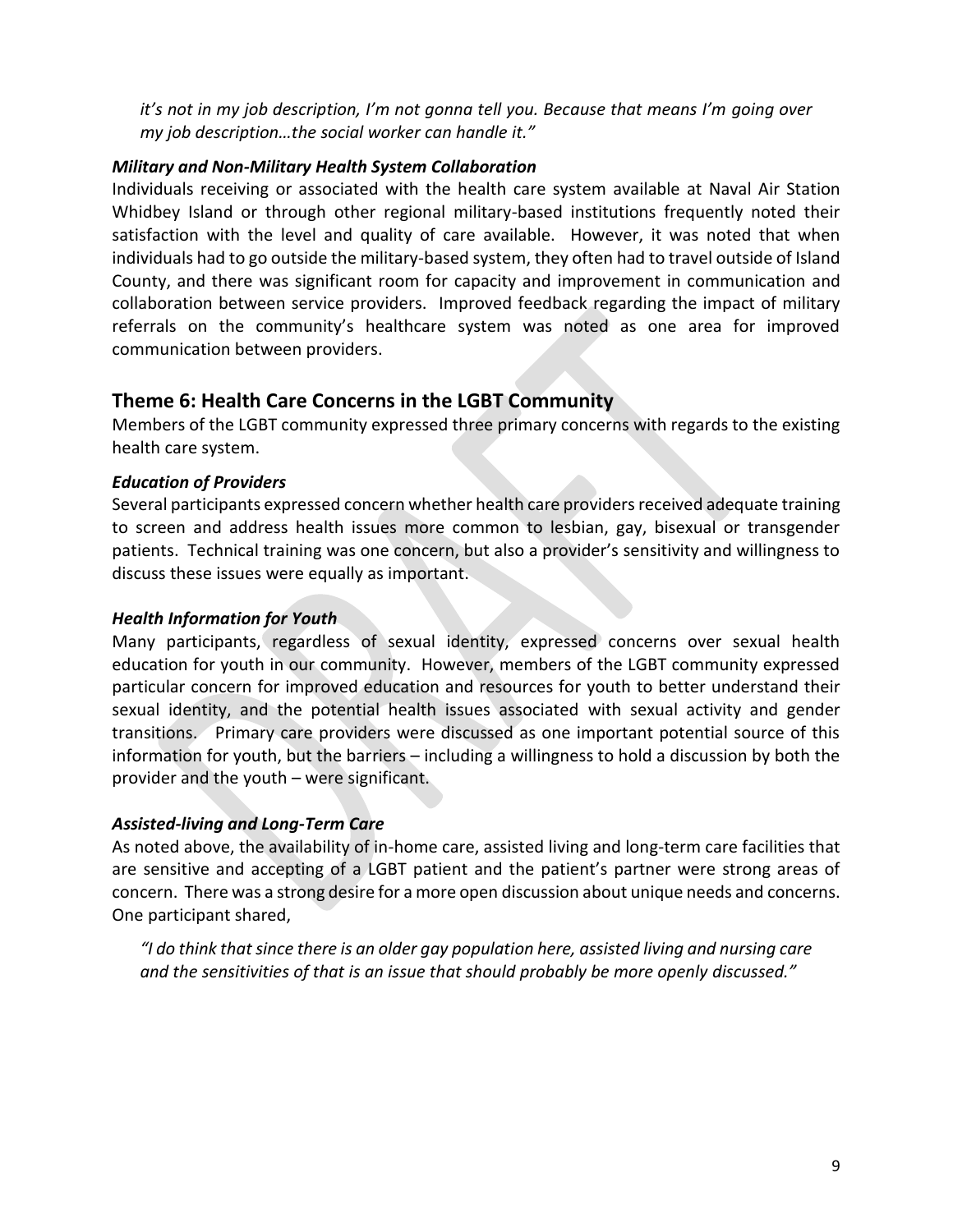*it's not in my job description, I'm not gonna tell you. Because that means I'm going over my job description…the social worker can handle it."*

### *Military and Non-Military Health System Collaboration*

Individuals receiving or associated with the health care system available at Naval Air Station Whidbey Island or through other regional military-based institutions frequently noted their satisfaction with the level and quality of care available. However, it was noted that when individuals had to go outside the military-based system, they often had to travel outside of Island County, and there was significant room for capacity and improvement in communication and collaboration between service providers. Improved feedback regarding the impact of military referrals on the community's healthcare system was noted as one area for improved communication between providers.

## Theme 6: Health Care Concerns in the LGBT Community

Members of the LGBT community expressed three primary concerns with regards to the existing health care system.

### *Education of Providers*

Several participants expressed concern whether health care providers received adequate training to screen and address health issues more common to lesbian, gay, bisexual or transgender patients. Technical training was one concern, but also a provider's sensitivity and willingness to discuss these issues were equally as important.

### *Health Information for Youth*

Many participants, regardless of sexual identity, expressed concerns over sexual health education for youth in our community. However, members of the LGBT community expressed particular concern for improved education and resources for youth to better understand their sexual identity, and the potential health issues associated with sexual activity and gender transitions. Primary care providers were discussed as one important potential source of this information for youth, but the barriers – including a willingness to hold a discussion by both the provider and the youth – were significant.

### *Assisted-living and Long-Term Care*

As noted above, the availability of in-home care, assisted living and long-term care facilities that are sensitive and accepting of a LGBT patient and the patient's partner were strong areas of concern. There was a strong desire for a more open discussion about unique needs and concerns. One participant shared,

*"I do think that since there is an older gay population here, assisted living and nursing care and the sensitivities of that is an issue that should probably be more openly discussed."*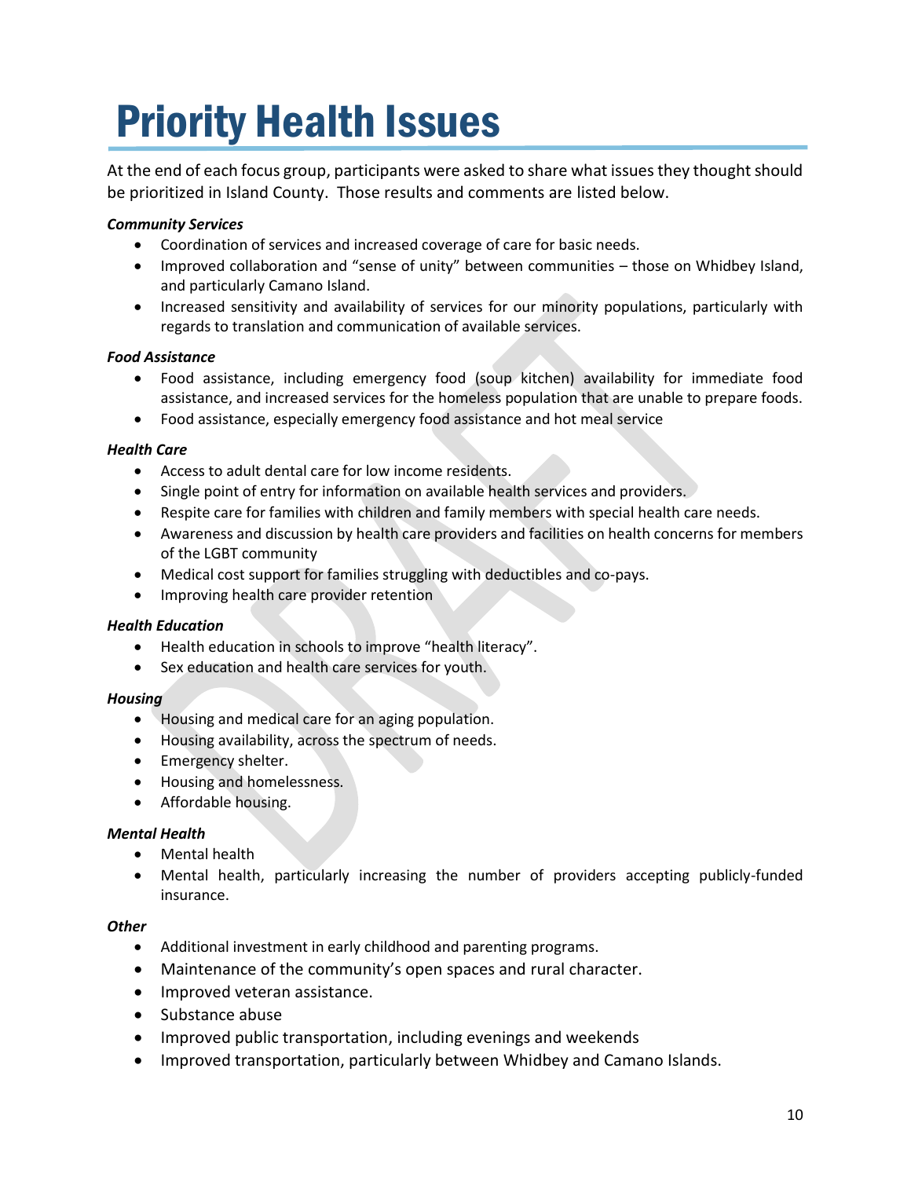# Priority Health Issues

At the end of each focus group, participants were asked to share what issues they thought should be prioritized in Island County. Those results and comments are listed below.

***Community Services***

- Coordination of services and increased coverage of care for basic needs.
- Improved collaboration and "sense of unity" between communities – those on Whidbey Island, and particularly Camano Island.
- Increased sensitivity and availability of services for our minority populations, particularly with regards to translation and communication of available services.

***Food Assistance***

- Food assistance, including emergency food (soup kitchen) availability for immediate food assistance, and increased services for the homeless population that are unable to prepare foods.
- Food assistance, especially emergency food assistance and hot meal service

***Health Care***

- Access to adult dental care for low income residents.
- Single point of entry for information on available health services and providers.
- Respite care for families with children and family members with special health care needs.
- Awareness and discussion by health care providers and facilities on health concerns for members of the LGBT community
- Medical cost support for families struggling with deductibles and co-pays.
- Improving health care provider retention

***Health Education***

- Health education in schools to improve "health literacy".
- Sex education and health care services for youth.

***Housing***

- Housing and medical care for an aging population.
- Housing availability, across the spectrum of needs.
- Emergency shelter.
- Housing and homelessness.
- Affordable housing.

***Mental Health***

- Mental health
- Mental health, particularly increasing the number of providers accepting publicly-funded insurance.

***Other***

- Additional investment in early childhood and parenting programs.
- Maintenance of the community's open spaces and rural character.
- Improved veteran assistance.
- Substance abuse
- Improved public transportation, including evenings and weekends
- Improved transportation, particularly between Whidbey and Camano Islands.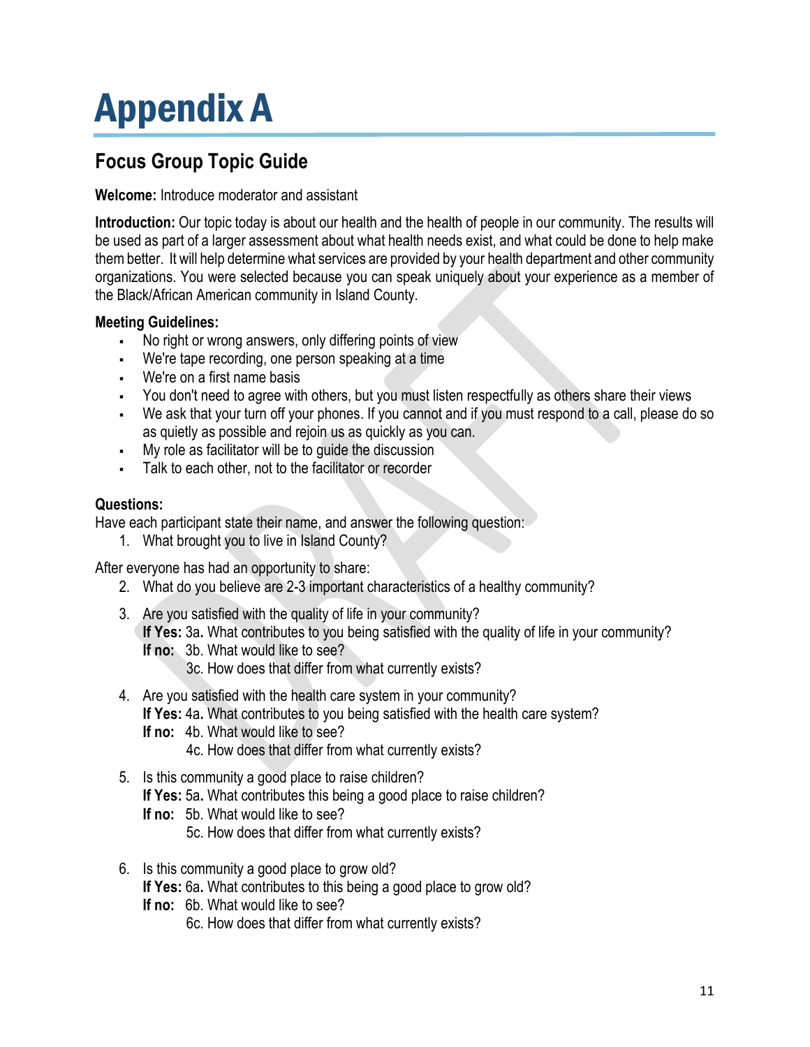# Appendix A

## Focus Group Topic Guide

**Welcome:** Introduce moderator and assistant

**Introduction:** Our topic today is about our health and the health of people in our community. The results will be used as part of a larger assessment about what health needs exist, and what could be done to help make them better. It will help determine what services are provided by your health department and other community organizations. You were selected because you can speak uniquely about your experience as a member of the Black/African American community in Island County.

**Meeting Guidelines:**

- No right or wrong answers, only differing points of view
- We're tape recording, one person speaking at a time
- We're on a first name basis
- You don't need to agree with others, but you must listen respectfully as others share their views
- We ask that your turn off your phones. If you cannot and if you must respond to a call, please do so as quietly as possible and rejoin us as quickly as you can.
- My role as facilitator will be to guide the discussion
- Talk to each other, not to the facilitator or recorder

**Questions:**

Have each participant state their name, and answer the following question:

1. What brought you to live in Island County?

After everyone has had an opportunity to share:

2. What do you believe are 2-3 important characteristics of a healthy community?
3. Are you satisfied with the quality of life in your community?
   **If Yes:** 3a**.** What contributes to you being satisfied with the quality of life in your community?
   **If no:** 3b. What would like to see?
   3c. How does that differ from what currently exists?
4. Are you satisfied with the health care system in your community?
   **If Yes:** 4a**.** What contributes to you being satisfied with the health care system?
   **If no:** 4b. What would like to see?
   4c. How does that differ from what currently exists?
5. Is this community a good place to raise children?
   **If Yes:** 5a**.** What contributes this being a good place to raise children?
   **If no:** 5b. What would like to see?
   5c. How does that differ from what currently exists?
6. Is this community a good place to grow old?
   **If Yes:** 6a**.** What contributes to this being a good place to grow old?
   **If no:** 6b. What would like to see?
   6c. How does that differ from what currently exists?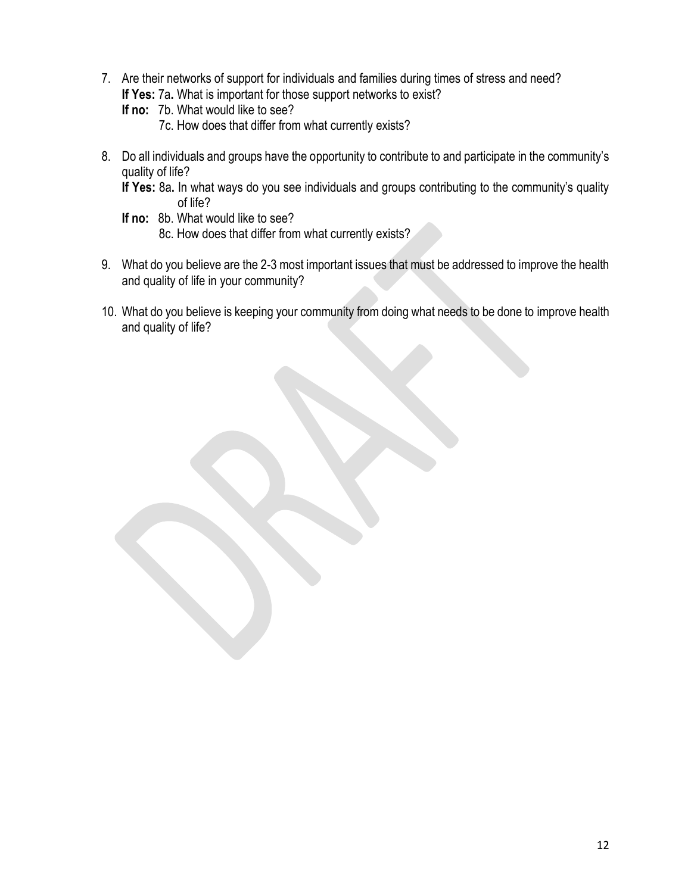7. Are their networks of support for individuals and families during times of stress and need?
   **If Yes:** 7a**.** What is important for those support networks to exist?
   **If no:** 7b. What would like to see?
   7c. How does that differ from what currently exists?

8. Do all individuals and groups have the opportunity to contribute to and participate in the community's quality of life?
   **If Yes:** 8a**.** In what ways do you see individuals and groups contributing to the community's quality of life?
   **If no:** 8b. What would like to see?
   8c. How does that differ from what currently exists?

9. What do you believe are the 2-3 most important issues that must be addressed to improve the health and quality of life in your community?

10. What do you believe is keeping your community from doing what needs to be done to improve health and quality of life?